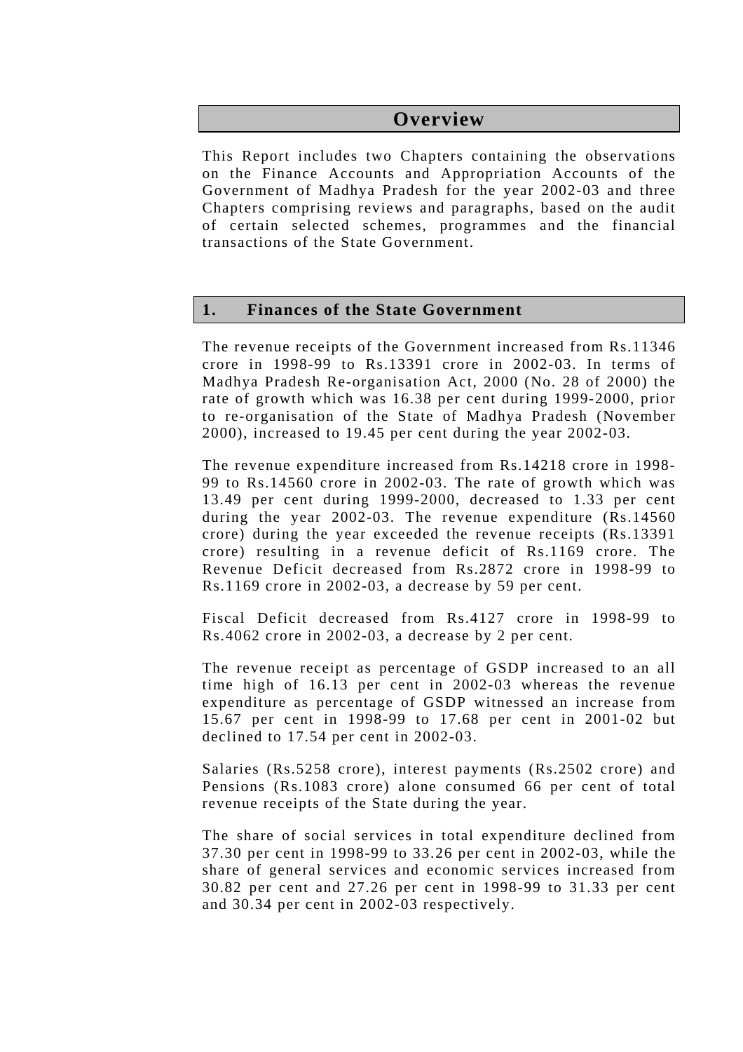# Overview

This Report includes two Chapters containing the observations on the Finance Accounts and Appropriation Accounts of the Government of Madhya Pradesh for the year 2002-03 and three Chapters comprising reviews and paragraphs, based on the audit of certain selected schemes, programmes and the financial transactions of the State Government.

## 1. Finances of the State Government

The revenue receipts of the Government increased from Rs.11346 crore in 1998-99 to Rs.13391 crore in 2002-03. In terms of Madhya Pradesh Re-organisation Act, 2000 (No. 28 of 2000) the rate of growth which was 16.38 per cent during 1999-2000, prior to re-organisation of the State of Madhya Pradesh (November 2000), increased to 19.45 per cent during the year 2002-03.

The revenue expenditure increased from Rs.14218 crore in 1998-99 to Rs.14560 crore in 2002-03. The rate of growth which was 13.49 per cent during 1999-2000, decreased to 1.33 per cent during the year 2002-03. The revenue expenditure (Rs.14560 crore) during the year exceeded the revenue receipts (Rs.13391 crore) resulting in a revenue deficit of Rs.1169 crore. The Revenue Deficit decreased from Rs.2872 crore in 1998-99 to Rs.1169 crore in 2002-03, a decrease by 59 per cent.

Fiscal Deficit decreased from Rs.4127 crore in 1998-99 to Rs.4062 crore in 2002-03, a decrease by 2 per cent.

The revenue receipt as percentage of GSDP increased to an all time high of 16.13 per cent in 2002-03 whereas the revenue expenditure as percentage of GSDP witnessed an increase from 15.67 per cent in 1998-99 to 17.68 per cent in 2001-02 but declined to 17.54 per cent in 2002-03.

Salaries (Rs.5258 crore), interest payments (Rs.2502 crore) and Pensions (Rs.1083 crore) alone consumed 66 per cent of total revenue receipts of the State during the year.

The share of social services in total expenditure declined from 37.30 per cent in 1998-99 to 33.26 per cent in 2002-03, while the share of general services and economic services increased from 30.82 per cent and 27.26 per cent in 1998-99 to 31.33 per cent and 30.34 per cent in 2002-03 respectively.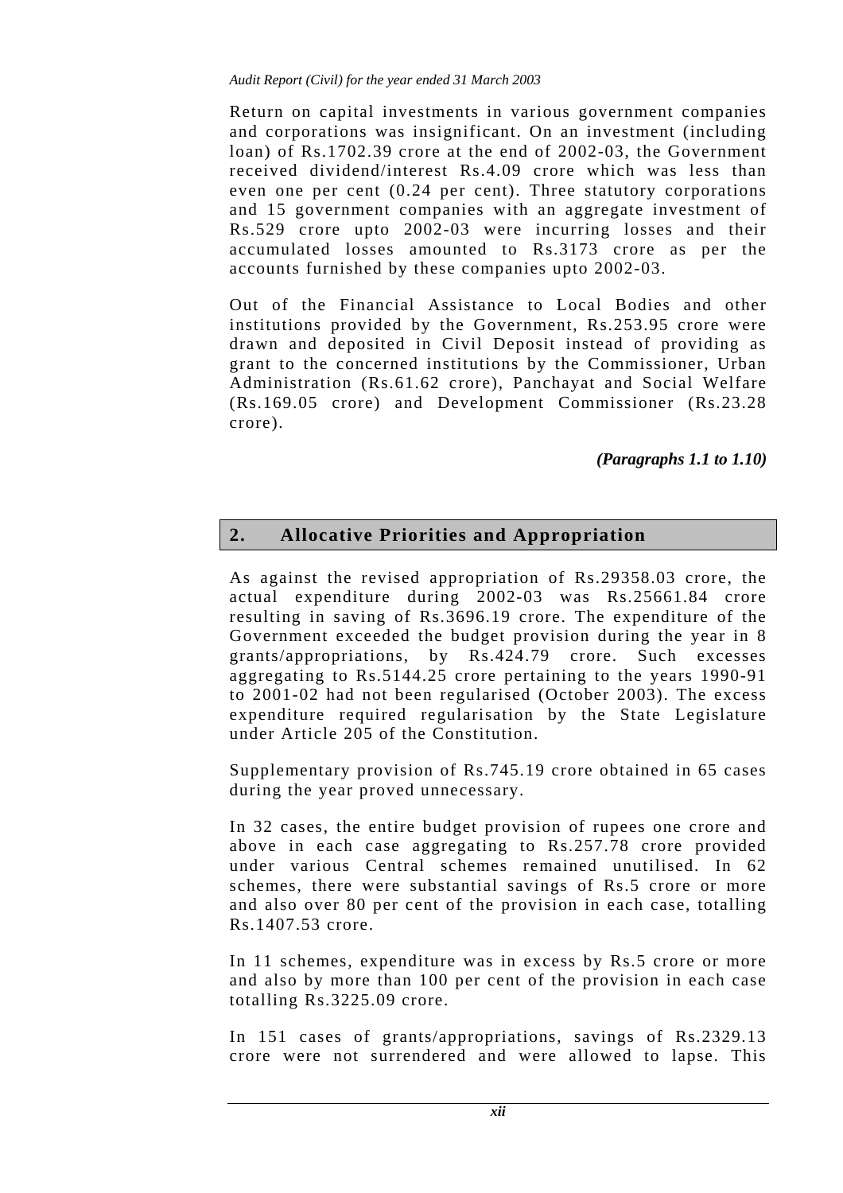Return on capital investments in various government companies and corporations was insignificant. On an investment (including loan) of Rs.1702.39 crore at the end of 2002-03, the Government received dividend/interest Rs.4.09 crore which was less than even one per cent (0.24 per cent). Three statutory corporations and 15 government companies with an aggregate investment of Rs.529 crore upto 2002-03 were incurring losses and their accumulated losses amounted to Rs.3173 crore as per the accounts furnished by these companies upto 2002-03.

Out of the Financial Assistance to Local Bodies and other institutions provided by the Government, Rs.253.95 crore were drawn and deposited in Civil Deposit instead of providing as grant to the concerned institutions by the Commissioner, Urban Administration (Rs.61.62 crore), Panchayat and Social Welfare (Rs.169.05 crore) and Development Commissioner (Rs.23.28 crore).

*(Paragraphs 1.1 to 1.10)*

## 2. Allocative Priorities and Appropriation

As against the revised appropriation of Rs.29358.03 crore, the actual expenditure during 2002-03 was Rs.25661.84 crore resulting in saving of Rs.3696.19 crore. The expenditure of the Government exceeded the budget provision during the year in 8 grants/appropriations, by Rs.424.79 crore. Such excesses aggregating to Rs.5144.25 crore pertaining to the years 1990-91 to 2001-02 had not been regularised (October 2003). The excess expenditure required regularisation by the State Legislature under Article 205 of the Constitution.

Supplementary provision of Rs.745.19 crore obtained in 65 cases during the year proved unnecessary.

In 32 cases, the entire budget provision of rupees one crore and above in each case aggregating to Rs.257.78 crore provided under various Central schemes remained unutilised. In 62 schemes, there were substantial savings of Rs.5 crore or more and also over 80 per cent of the provision in each case, totalling Rs.1407.53 crore.

In 11 schemes, expenditure was in excess by Rs.5 crore or more and also by more than 100 per cent of the provision in each case totalling Rs.3225.09 crore.

In 151 cases of grants/appropriations, savings of Rs.2329.13 crore were not surrendered and were allowed to lapse. This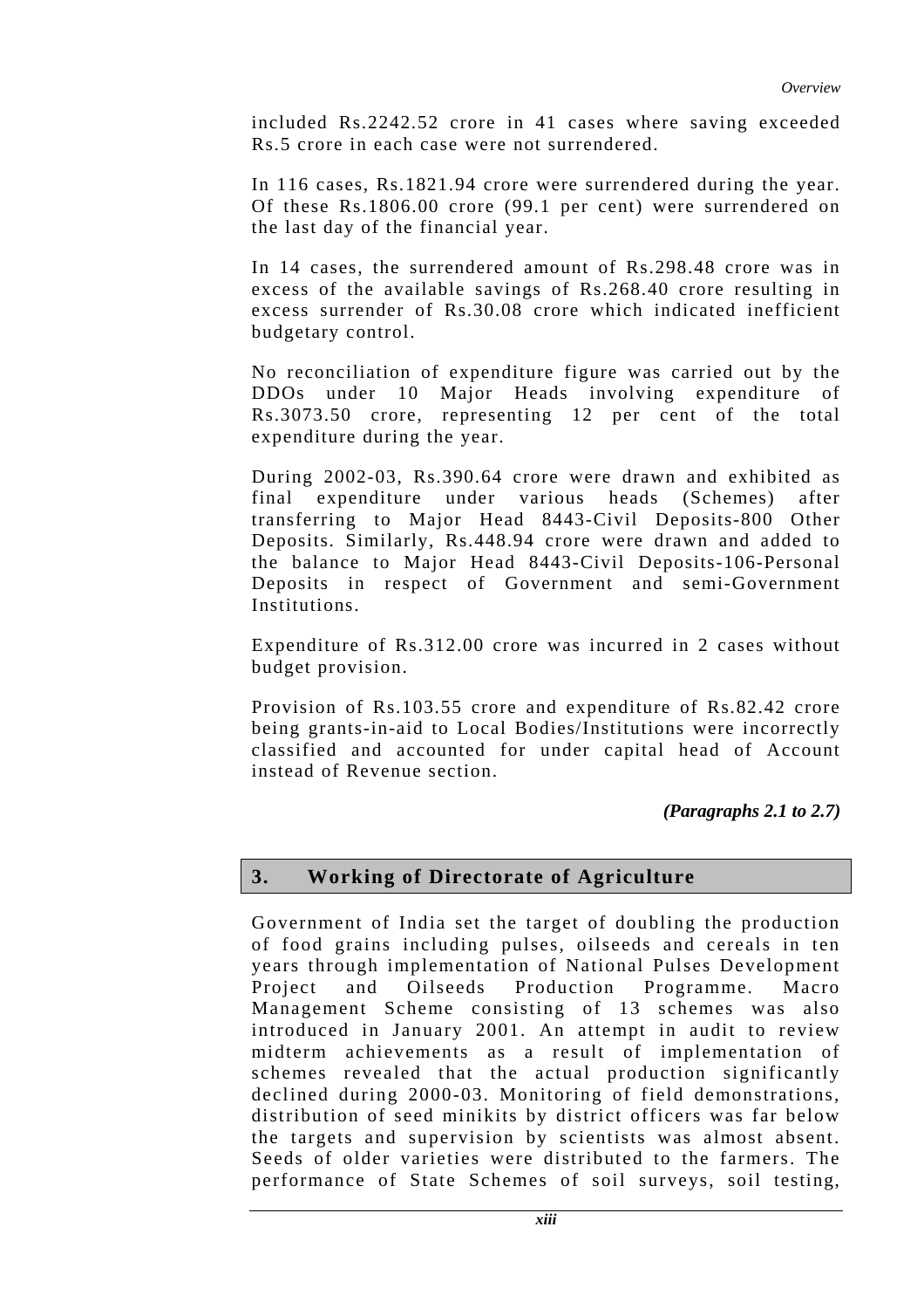included Rs.2242.52 crore in 41 cases where saving exceeded Rs.5 crore in each case were not surrendered.

In 116 cases, Rs.1821.94 crore were surrendered during the year. Of these Rs.1806.00 crore (99.1 per cent) were surrendered on the last day of the financial year.

In 14 cases, the surrendered amount of Rs.298.48 crore was in excess of the available savings of Rs.268.40 crore resulting in excess surrender of Rs.30.08 crore which indicated inefficient budgetary control.

No reconciliation of expenditure figure was carried out by the DDOs under 10 Major Heads involving expenditure of Rs.3073.50 crore, representing 12 per cent of the total expenditure during the year.

During 2002-03, Rs.390.64 crore were drawn and exhibited as final expenditure under various heads (Schemes) after transferring to Major Head 8443-Civil Deposits-800 Other Deposits. Similarly, Rs.448.94 crore were drawn and added to the balance to Major Head 8443-Civil Deposits-106-Personal Deposits in respect of Government and semi-Government Institutions.

Expenditure of Rs.312.00 crore was incurred in 2 cases without budget provision.

Provision of Rs.103.55 crore and expenditure of Rs.82.42 crore being grants-in-aid to Local Bodies/Institutions were incorrectly classified and accounted for under capital head of Account instead of Revenue section.

***(Paragraphs 2.1 to 2.7)***

## 3. Working of Directorate of Agriculture

Government of India set the target of doubling the production of food grains including pulses, oilseeds and cereals in ten years through implementation of National Pulses Development Project and Oilseeds Production Programme. Macro Management Scheme consisting of 13 schemes was also introduced in January 2001. An attempt in audit to review midterm achievements as a result of implementation of schemes revealed that the actual production significantly declined during 2000-03. Monitoring of field demonstrations, distribution of seed minikits by district officers was far below the targets and supervision by scientists was almost absent. Seeds of older varieties were distributed to the farmers. The performance of State Schemes of soil surveys, soil testing,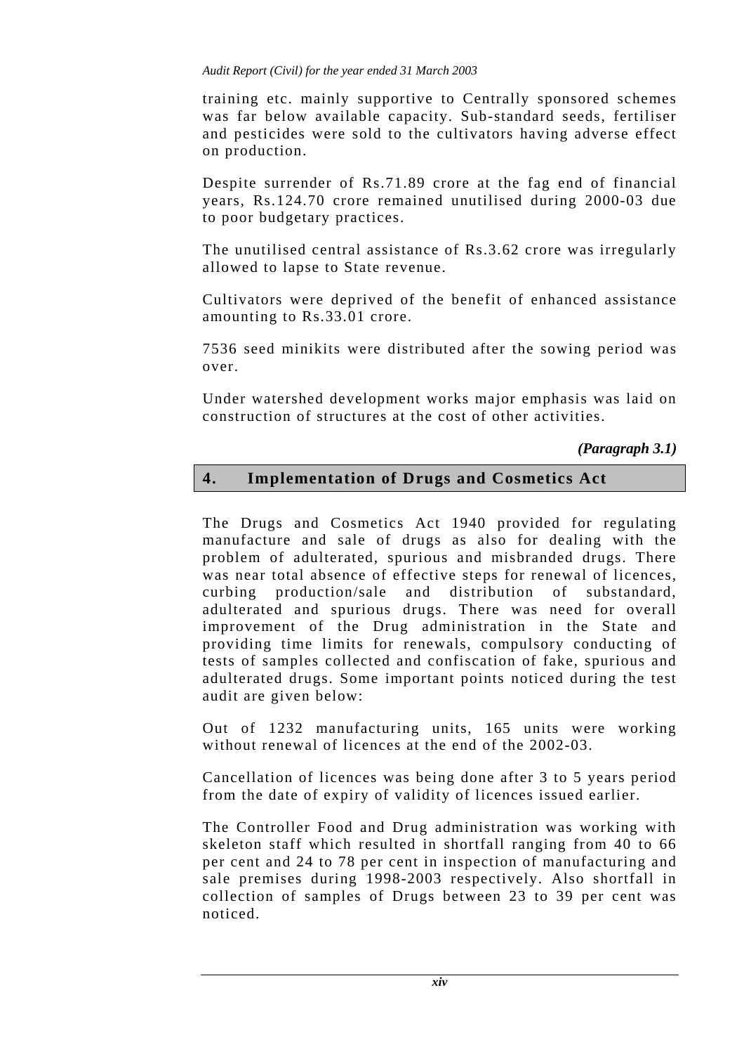training etc. mainly supportive to Centrally sponsored schemes was far below available capacity. Sub-standard seeds, fertiliser and pesticides were sold to the cultivators having adverse effect on production.

Despite surrender of Rs.71.89 crore at the fag end of financial years, Rs.124.70 crore remained unutilised during 2000-03 due to poor budgetary practices.

The unutilised central assistance of Rs.3.62 crore was irregularly allowed to lapse to State revenue.

Cultivators were deprived of the benefit of enhanced assistance amounting to Rs.33.01 crore.

7536 seed minikits were distributed after the sowing period was over.

Under watershed development works major emphasis was laid on construction of structures at the cost of other activities.

***(Paragraph 3.1)***

## 4. Implementation of Drugs and Cosmetics Act

The Drugs and Cosmetics Act 1940 provided for regulating manufacture and sale of drugs as also for dealing with the problem of adulterated, spurious and misbranded drugs. There was near total absence of effective steps for renewal of licences, curbing production/sale and distribution of substandard, adulterated and spurious drugs. There was need for overall improvement of the Drug administration in the State and providing time limits for renewals, compulsory conducting of tests of samples collected and confiscation of fake, spurious and adulterated drugs. Some important points noticed during the test audit are given below:

Out of 1232 manufacturing units, 165 units were working without renewal of licences at the end of the 2002-03.

Cancellation of licences was being done after 3 to 5 years period from the date of expiry of validity of licences issued earlier.

The Controller Food and Drug administration was working with skeleton staff which resulted in shortfall ranging from 40 to 66 per cent and 24 to 78 per cent in inspection of manufacturing and sale premises during 1998-2003 respectively. Also shortfall in collection of samples of Drugs between 23 to 39 per cent was noticed.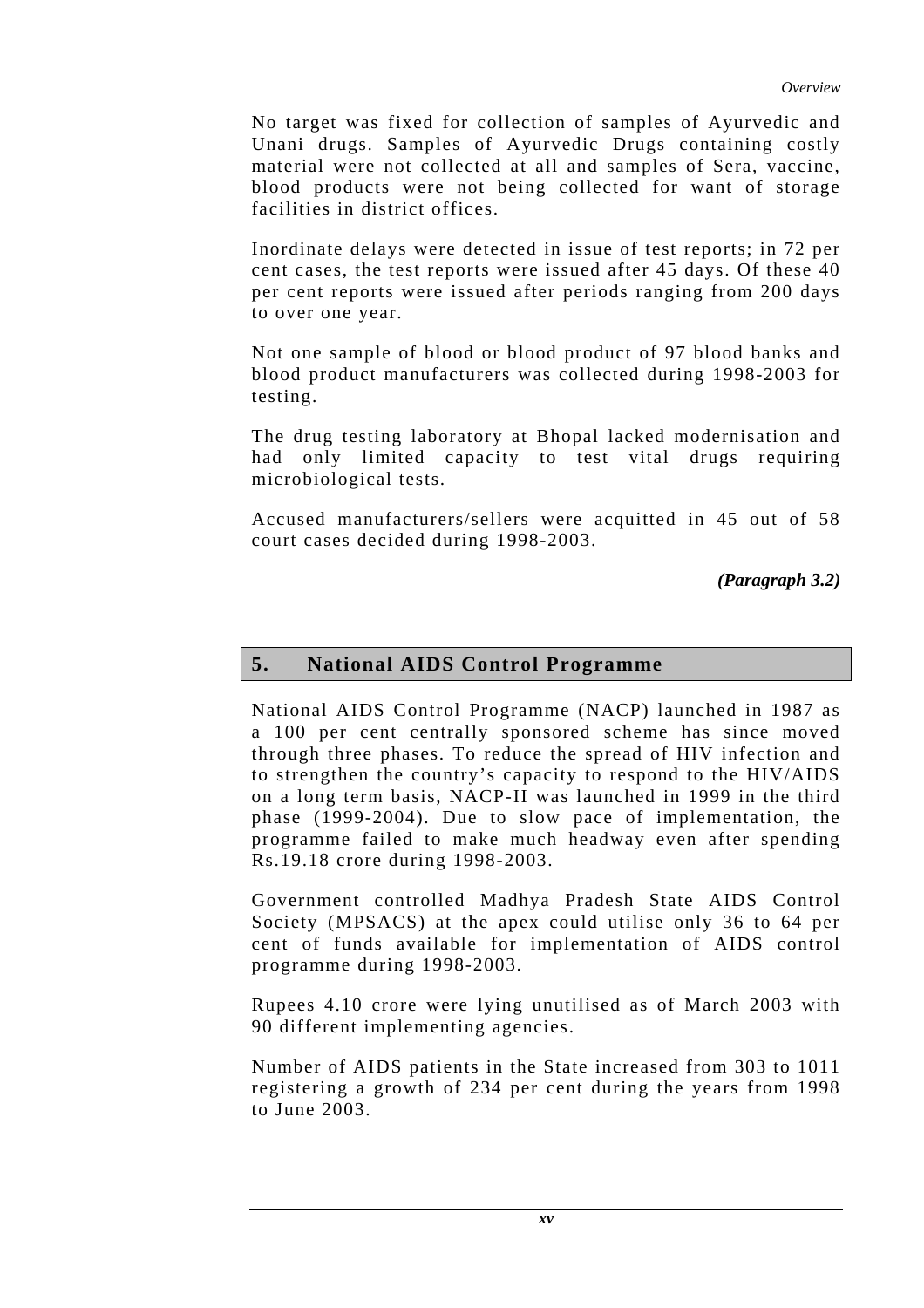No target was fixed for collection of samples of Ayurvedic and Unani drugs. Samples of Ayurvedic Drugs containing costly material were not collected at all and samples of Sera, vaccine, blood products were not being collected for want of storage facilities in district offices.

Inordinate delays were detected in issue of test reports; in 72 per cent cases, the test reports were issued after 45 days. Of these 40 per cent reports were issued after periods ranging from 200 days to over one year.

Not one sample of blood or blood product of 97 blood banks and blood product manufacturers was collected during 1998-2003 for testing.

The drug testing laboratory at Bhopal lacked modernisation and had only limited capacity to test vital drugs requiring microbiological tests.

Accused manufacturers/sellers were acquitted in 45 out of 58 court cases decided during 1998-2003.

***(Paragraph 3.2)***

## 5. National AIDS Control Programme

National AIDS Control Programme (NACP) launched in 1987 as a 100 per cent centrally sponsored scheme has since moved through three phases. To reduce the spread of HIV infection and to strengthen the country's capacity to respond to the HIV/AIDS on a long term basis, NACP-II was launched in 1999 in the third phase (1999-2004). Due to slow pace of implementation, the programme failed to make much headway even after spending Rs.19.18 crore during 1998-2003.

Government controlled Madhya Pradesh State AIDS Control Society (MPSACS) at the apex could utilise only 36 to 64 per cent of funds available for implementation of AIDS control programme during 1998-2003.

Rupees 4.10 crore were lying unutilised as of March 2003 with 90 different implementing agencies.

Number of AIDS patients in the State increased from 303 to 1011 registering a growth of 234 per cent during the years from 1998 to June 2003.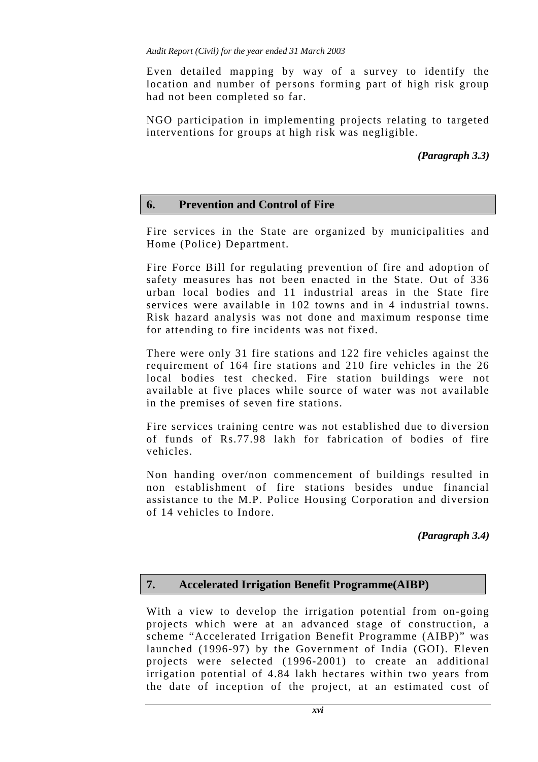Even detailed mapping by way of a survey to identify the location and number of persons forming part of high risk group had not been completed so far.

NGO participation in implementing projects relating to targeted interventions for groups at high risk was negligible.

*(Paragraph 3.3)*

## 6. Prevention and Control of Fire

Fire services in the State are organized by municipalities and Home (Police) Department.

Fire Force Bill for regulating prevention of fire and adoption of safety measures has not been enacted in the State. Out of 336 urban local bodies and 11 industrial areas in the State fire services were available in 102 towns and in 4 industrial towns. Risk hazard analysis was not done and maximum response time for attending to fire incidents was not fixed.

There were only 31 fire stations and 122 fire vehicles against the requirement of 164 fire stations and 210 fire vehicles in the 26 local bodies test checked. Fire station buildings were not available at five places while source of water was not available in the premises of seven fire stations.

Fire services training centre was not established due to diversion of funds of Rs.77.98 lakh for fabrication of bodies of fire vehicles.

Non handing over/non commencement of buildings resulted in non establishment of fire stations besides undue financial assistance to the M.P. Police Housing Corporation and diversion of 14 vehicles to Indore.

*(Paragraph 3.4)*

## 7. Accelerated Irrigation Benefit Programme(AIBP)

With a view to develop the irrigation potential from on-going projects which were at an advanced stage of construction, a scheme "Accelerated Irrigation Benefit Programme (AIBP)" was launched (1996-97) by the Government of India (GOI). Eleven projects were selected (1996-2001) to create an additional irrigation potential of 4.84 lakh hectares within two years from the date of inception of the project, at an estimated cost of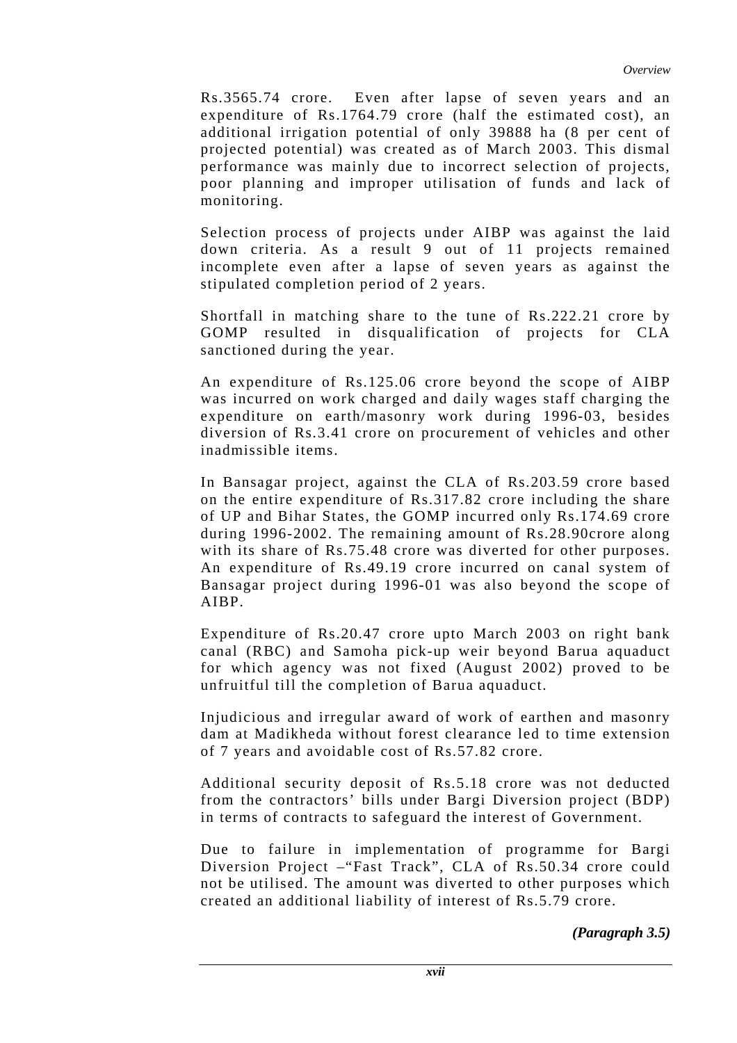Rs.3565.74 crore. Even after lapse of seven years and an expenditure of Rs.1764.79 crore (half the estimated cost), an additional irrigation potential of only 39888 ha (8 per cent of projected potential) was created as of March 2003. This dismal performance was mainly due to incorrect selection of projects, poor planning and improper utilisation of funds and lack of monitoring.

Selection process of projects under AIBP was against the laid down criteria. As a result 9 out of 11 projects remained incomplete even after a lapse of seven years as against the stipulated completion period of 2 years.

Shortfall in matching share to the tune of Rs.222.21 crore by GOMP resulted in disqualification of projects for CLA sanctioned during the year.

An expenditure of Rs.125.06 crore beyond the scope of AIBP was incurred on work charged and daily wages staff charging the expenditure on earth/masonry work during 1996-03, besides diversion of Rs.3.41 crore on procurement of vehicles and other inadmissible items.

In Bansagar project, against the CLA of Rs.203.59 crore based on the entire expenditure of Rs.317.82 crore including the share of UP and Bihar States, the GOMP incurred only Rs.174.69 crore during 1996-2002. The remaining amount of Rs.28.90crore along with its share of Rs.75.48 crore was diverted for other purposes. An expenditure of Rs.49.19 crore incurred on canal system of Bansagar project during 1996-01 was also beyond the scope of AIBP.

Expenditure of Rs.20.47 crore upto March 2003 on right bank canal (RBC) and Samoha pick-up weir beyond Barua aquaduct for which agency was not fixed (August 2002) proved to be unfruitful till the completion of Barua aquaduct.

Injudicious and irregular award of work of earthen and masonry dam at Madikheda without forest clearance led to time extension of 7 years and avoidable cost of Rs.57.82 crore.

Additional security deposit of Rs.5.18 crore was not deducted from the contractors' bills under Bargi Diversion project (BDP) in terms of contracts to safeguard the interest of Government.

Due to failure in implementation of programme for Bargi Diversion Project –"Fast Track", CLA of Rs.50.34 crore could not be utilised. The amount was diverted to other purposes which created an additional liability of interest of Rs.5.79 crore.

***(Paragraph 3.5)***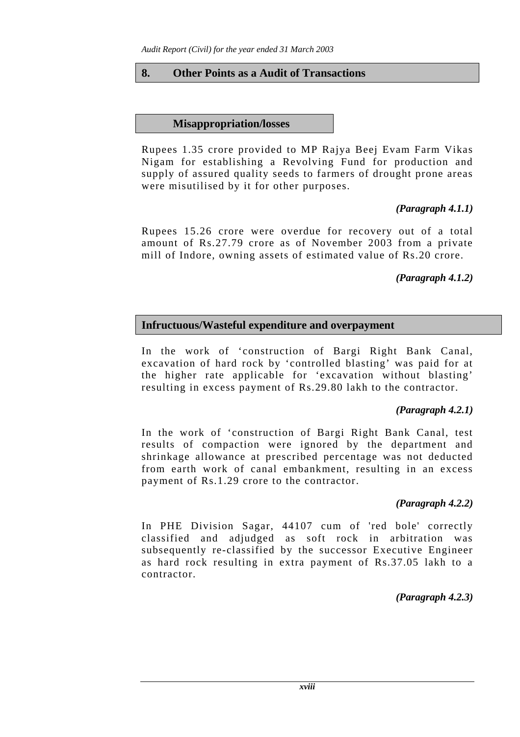## 8. Other Points as a Audit of Transactions

### Misappropriation/losses

Rupees 1.35 crore provided to MP Rajya Beej Evam Farm Vikas Nigam for establishing a Revolving Fund for production and supply of assured quality seeds to farmers of drought prone areas were misutilised by it for other purposes.

***(Paragraph 4.1.1)***

Rupees 15.26 crore were overdue for recovery out of a total amount of Rs.27.79 crore as of November 2003 from a private mill of Indore, owning assets of estimated value of Rs.20 crore.

***(Paragraph 4.1.2)***

### Infructuous/Wasteful expenditure and overpayment

In the work of 'construction of Bargi Right Bank Canal, excavation of hard rock by 'controlled blasting' was paid for at the higher rate applicable for 'excavation without blasting' resulting in excess payment of Rs.29.80 lakh to the contractor.

***(Paragraph 4.2.1)***

In the work of 'construction of Bargi Right Bank Canal, test results of compaction were ignored by the department and shrinkage allowance at prescribed percentage was not deducted from earth work of canal embankment, resulting in an excess payment of Rs.1.29 crore to the contractor.

***(Paragraph 4.2.2)***

In PHE Division Sagar, 44107 cum of 'red bole' correctly classified and adjudged as soft rock in arbitration was subsequently re-classified by the successor Executive Engineer as hard rock resulting in extra payment of Rs.37.05 lakh to a contractor.

***(Paragraph 4.2.3)***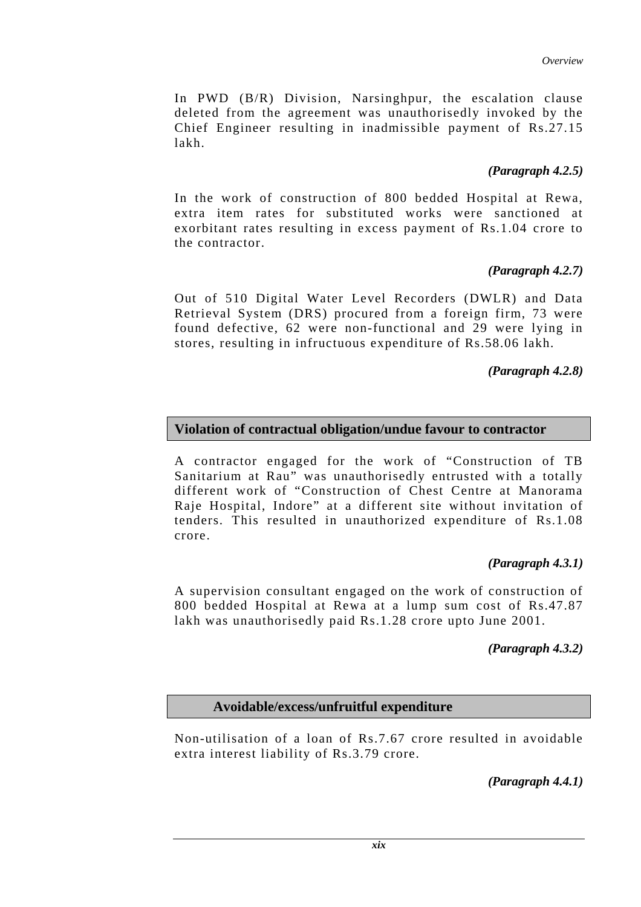In PWD (B/R) Division, Narsinghpur, the escalation clause deleted from the agreement was unauthorisedly invoked by the Chief Engineer resulting in inadmissible payment of Rs.27.15 lakh.

***(Paragraph 4.2.5)***

In the work of construction of 800 bedded Hospital at Rewa, extra item rates for substituted works were sanctioned at exorbitant rates resulting in excess payment of Rs.1.04 crore to the contractor.

***(Paragraph 4.2.7)***

Out of 510 Digital Water Level Recorders (DWLR) and Data Retrieval System (DRS) procured from a foreign firm, 73 were found defective, 62 were non-functional and 29 were lying in stores, resulting in infructuous expenditure of Rs.58.06 lakh.

***(Paragraph 4.2.8)***

## Violation of contractual obligation/undue favour to contractor

A contractor engaged for the work of "Construction of TB Sanitarium at Rau" was unauthorisedly entrusted with a totally different work of "Construction of Chest Centre at Manorama Raje Hospital, Indore" at a different site without invitation of tenders. This resulted in unauthorized expenditure of Rs.1.08 crore.

***(Paragraph 4.3.1)***

A supervision consultant engaged on the work of construction of 800 bedded Hospital at Rewa at a lump sum cost of Rs.47.87 lakh was unauthorisedly paid Rs.1.28 crore upto June 2001.

***(Paragraph 4.3.2)***

## Avoidable/excess/unfruitful expenditure

Non-utilisation of a loan of Rs.7.67 crore resulted in avoidable extra interest liability of Rs.3.79 crore.

***(Paragraph 4.4.1)***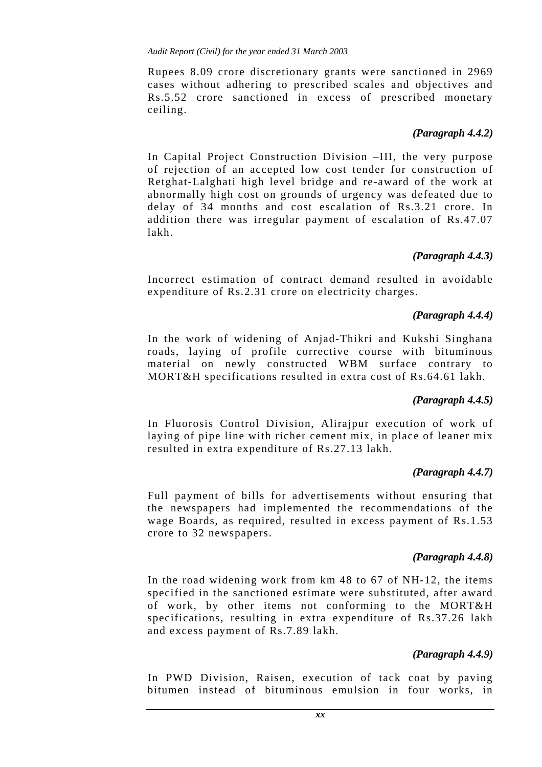Rupees 8.09 crore discretionary grants were sanctioned in 2969 cases without adhering to prescribed scales and objectives and Rs.5.52 crore sanctioned in excess of prescribed monetary ceiling.

***(Paragraph 4.4.2)***

In Capital Project Construction Division –III, the very purpose of rejection of an accepted low cost tender for construction of Retghat-Lalghati high level bridge and re-award of the work at abnormally high cost on grounds of urgency was defeated due to delay of 34 months and cost escalation of Rs.3.21 crore. In addition there was irregular payment of escalation of Rs.47.07 lakh.

***(Paragraph 4.4.3)***

Incorrect estimation of contract demand resulted in avoidable expenditure of Rs.2.31 crore on electricity charges.

***(Paragraph 4.4.4)***

In the work of widening of Anjad-Thikri and Kukshi Singhana roads, laying of profile corrective course with bituminous material on newly constructed WBM surface contrary to MORT&H specifications resulted in extra cost of Rs.64.61 lakh.

***(Paragraph 4.4.5)***

In Fluorosis Control Division, Alirajpur execution of work of laying of pipe line with richer cement mix, in place of leaner mix resulted in extra expenditure of Rs.27.13 lakh.

***(Paragraph 4.4.7)***

Full payment of bills for advertisements without ensuring that the newspapers had implemented the recommendations of the wage Boards, as required, resulted in excess payment of Rs.1.53 crore to 32 newspapers.

***(Paragraph 4.4.8)***

In the road widening work from km 48 to 67 of NH-12, the items specified in the sanctioned estimate were substituted, after award of work, by other items not conforming to the MORT&H specifications, resulting in extra expenditure of Rs.37.26 lakh and excess payment of Rs.7.89 lakh.

***(Paragraph 4.4.9)***

In PWD Division, Raisen, execution of tack coat by paving bitumen instead of bituminous emulsion in four works, in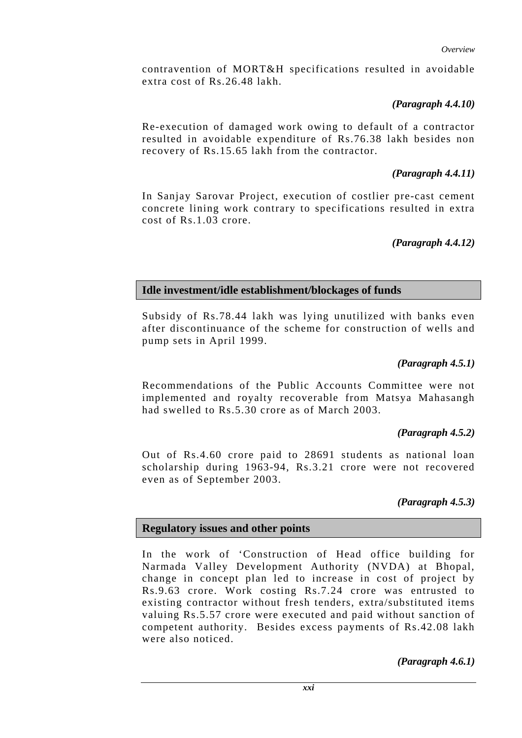contravention of MORT&H specifications resulted in avoidable extra cost of Rs.26.48 lakh.

***(Paragraph 4.4.10)***

Re-execution of damaged work owing to default of a contractor resulted in avoidable expenditure of Rs.76.38 lakh besides non recovery of Rs.15.65 lakh from the contractor.

***(Paragraph 4.4.11)***

In Sanjay Sarovar Project, execution of costlier pre-cast cement concrete lining work contrary to specifications resulted in extra cost of Rs.1.03 crore.

***(Paragraph 4.4.12)***

## Idle investment/idle establishment/blockages of funds

Subsidy of Rs.78.44 lakh was lying unutilized with banks even after discontinuance of the scheme for construction of wells and pump sets in April 1999.

***(Paragraph 4.5.1)***

Recommendations of the Public Accounts Committee were not implemented and royalty recoverable from Matsya Mahasangh had swelled to Rs.5.30 crore as of March 2003.

***(Paragraph 4.5.2)***

Out of Rs.4.60 crore paid to 28691 students as national loan scholarship during 1963-94, Rs.3.21 crore were not recovered even as of September 2003.

***(Paragraph 4.5.3)***

## Regulatory issues and other points

In the work of 'Construction of Head office building for Narmada Valley Development Authority (NVDA) at Bhopal, change in concept plan led to increase in cost of project by Rs.9.63 crore. Work costing Rs.7.24 crore was entrusted to existing contractor without fresh tenders, extra/substituted items valuing Rs.5.57 crore were executed and paid without sanction of competent authority. Besides excess payments of Rs.42.08 lakh were also noticed.

***(Paragraph 4.6.1)***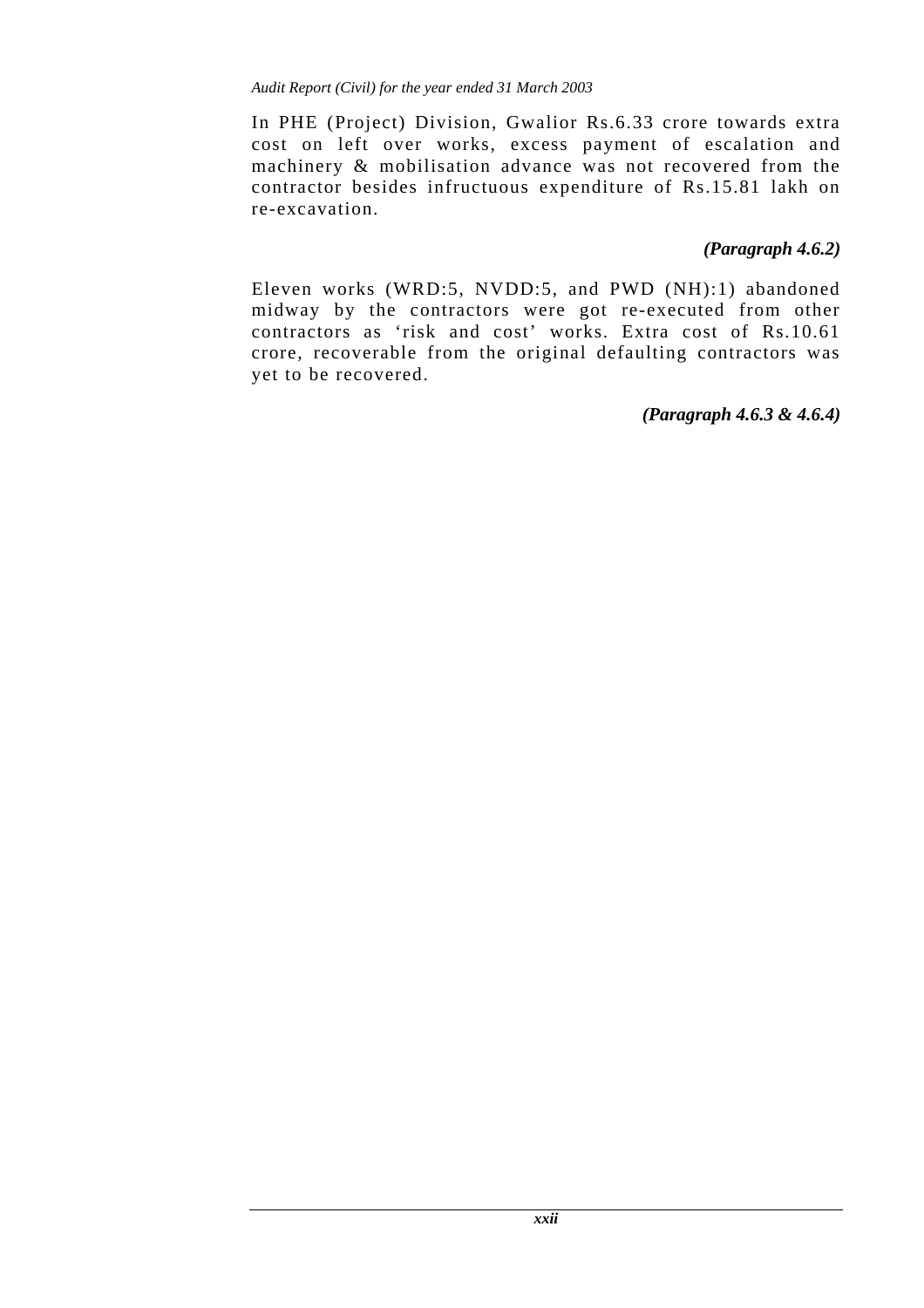In PHE (Project) Division, Gwalior Rs.6.33 crore towards extra cost on left over works, excess payment of escalation and machinery & mobilisation advance was not recovered from the contractor besides infructuous expenditure of Rs.15.81 lakh on re-excavation.

***(Paragraph 4.6.2)***

Eleven works (WRD:5, NVDD:5, and PWD (NH):1) abandoned midway by the contractors were got re-executed from other contractors as 'risk and cost' works. Extra cost of Rs.10.61 crore, recoverable from the original defaulting contractors was yet to be recovered.

***(Paragraph 4.6.3 & 4.6.4)***